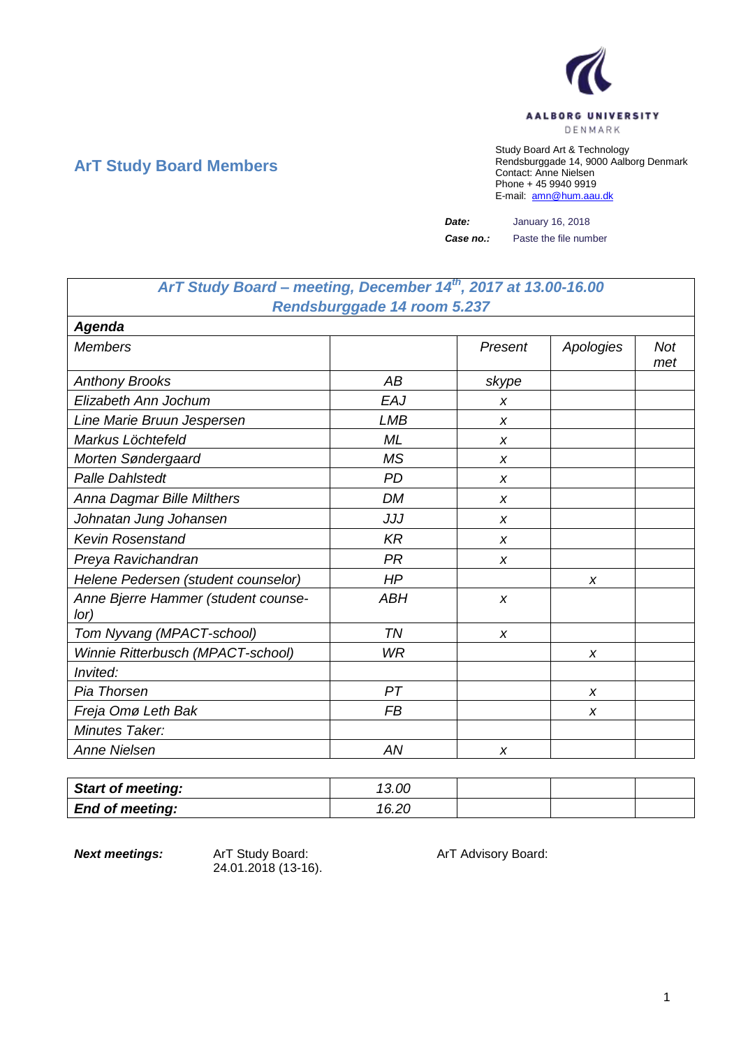AALBORG UNIVERSITY
DENMARK

## ArT Study Board Members

Study Board Art & Technology
Rendsburggade 14, 9000 Aalborg Denmark
Contact: Anne Nielsen
Phone + 45 9940 9919
E-mail: amn@hum.aau.dk

**Date:** January 16, 2018

**Case no.:** Paste the file number

| *ArT Study Board – meeting, December 14th, 2017 at 13.00-16.00 Rendsburggade 14 room 5.237* | | | | |
|---|---|---|---|---|
| ***Agenda*** | | | | |
| *Members* | | *Present* | *Apologies* | *Not met* |
| *Anthony Brooks* | *AB* | *skype* | | |
| *Elizabeth Ann Jochum* | *EAJ* | *x* | | |
| *Line Marie Bruun Jespersen* | *LMB* | *x* | | |
| *Markus Löchtefeld* | *ML* | *x* | | |
| *Morten Søndergaard* | *MS* | *x* | | |
| *Palle Dahlstedt* | *PD* | *x* | | |
| *Anna Dagmar Bille Milthers* | *DM* | *x* | | |
| *Johnatan Jung Johansen* | *JJJ* | *x* | | |
| *Kevin Rosenstand* | *KR* | *x* | | |
| *Preya Ravichandran* | *PR* | *x* | | |
| *Helene Pedersen (student counselor)* | *HP* | | *x* | |
| *Anne Bjerre Hammer (student counselor)* | *ABH* | *x* | | |
| *Tom Nyvang (MPACT-school)* | *TN* | *x* | | |
| *Winnie Ritterbusch (MPACT-school)* | *WR* | | *x* | |
| *Invited:* | | | | |
| *Pia Thorsen* | *PT* | | *x* | |
| *Freja Omø Leth Bak* | *FB* | | *x* | |
| *Minutes Taker:* | | | | |
| *Anne Nielsen* | *AN* | *x* | | |

| ***Start of meeting:*** | *13.00* | | | |
|---|---|---|---|---|
| ***End of meeting:*** | *16.20* | | | |

***Next meetings:*** ArT Study Board: 24.01.2018 (13-16). ArT Advisory Board: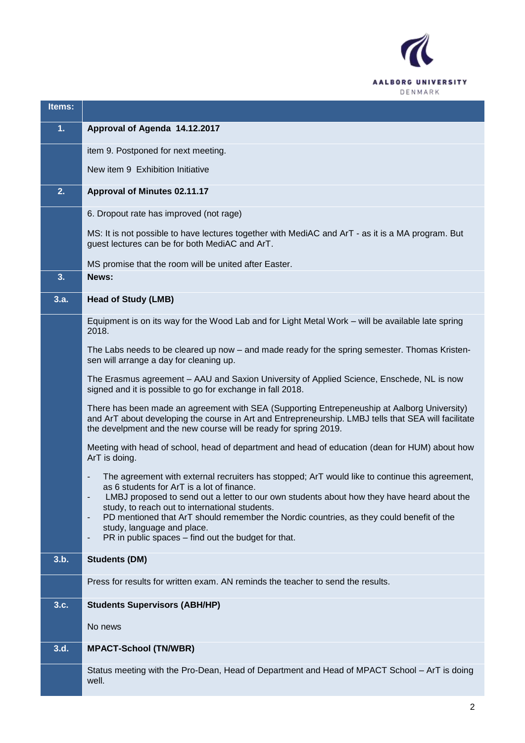| Items: | |
|---|---|
| **1.** | **Approval of Agenda 14.12.2017** |
| | item 9. Postponed for next meeting.<br><br>New item 9 Exhibition Initiative |
| **2.** | **Approval of Minutes 02.11.17** |
| | 6. Dropout rate has improved (not rage)<br><br>MS: It is not possible to have lectures together with MediAC and ArT - as it is a MA program. But guest lectures can be for both MediAC and ArT.<br><br>MS promise that the room will be united after Easter. |
| **3.** | **News:** |
| **3.a.** | **Head of Study (LMB)** |
| | Equipment is on its way for the Wood Lab and for Light Metal Work – will be available late spring 2018.<br><br>The Labs needs to be cleared up now – and made ready for the spring semester. Thomas Kristen-sen will arrange a day for cleaning up.<br><br>The Erasmus agreement – AAU and Saxion University of Applied Science, Enschede, NL is now signed and it is possible to go for exchange in fall 2018.<br><br>There has been made an agreement with SEA (Supporting Entrepeneuship at Aalborg University) and ArT about developing the course in Art and Entrepreneurship. LMBJ tells that SEA will facilitate the develpment and the new course will be ready for spring 2019.<br><br>Meeting with head of school, head of department and head of education (dean for HUM) about how ArT is doing.<br><br>- The agreement with external recruiters has stopped; ArT would like to continue this agreement, as 6 students for ArT is a lot of finance.<br>- LMBJ proposed to send out a letter to our own students about how they have heard about the study, to reach out to international students.<br>- PD mentioned that ArT should remember the Nordic countries, as they could benefit of the study, language and place.<br>- PR in public spaces – find out the budget for that. |
| **3.b.** | **Students (DM)** |
| | Press for results for written exam. AN reminds the teacher to send the results. |
| **3.c.** | **Students Supervisors (ABH/HP)** |
| | No news |
| **3.d.** | **MPACT-School (TN/WBR)** |
| | Status meeting with the Pro-Dean, Head of Department and Head of MPACT School – ArT is doing well. |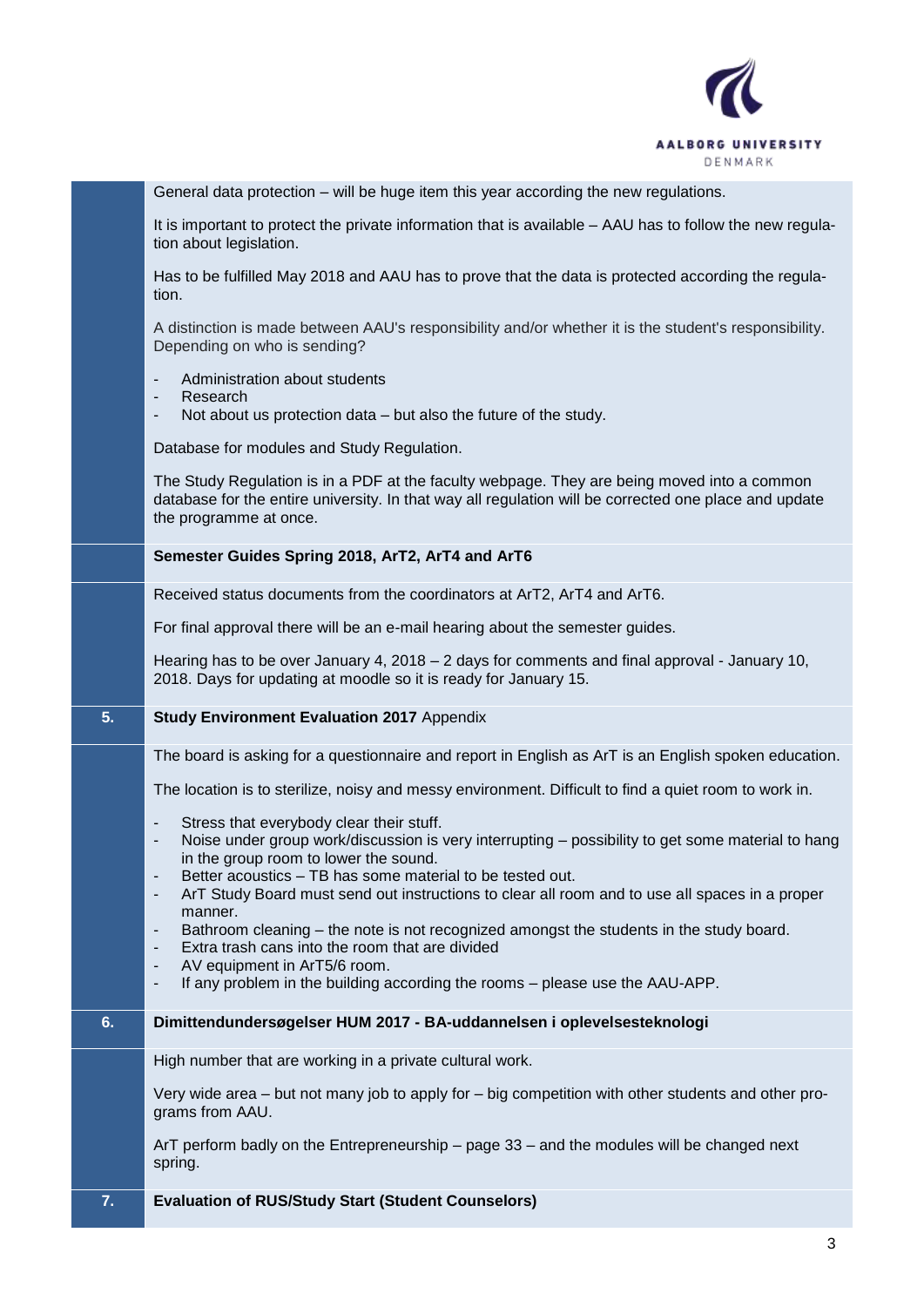General data protection – will be huge item this year according the new regulations.

It is important to protect the private information that is available – AAU has to follow the new regulation about legislation.

Has to be fulfilled May 2018 and AAU has to prove that the data is protected according the regulation.

A distinction is made between AAU's responsibility and/or whether it is the student's responsibility. Depending on who is sending?

- Administration about students
- Research
- Not about us protection data – but also the future of the study.

Database for modules and Study Regulation.

The Study Regulation is in a PDF at the faculty webpage. They are being moved into a common database for the entire university. In that way all regulation will be corrected one place and update the programme at once.

**Semester Guides Spring 2018, ArT2, ArT4 and ArT6**

Received status documents from the coordinators at ArT2, ArT4 and ArT6.

For final approval there will be an e-mail hearing about the semester guides.

Hearing has to be over January 4, 2018 – 2 days for comments and final approval - January 10, 2018. Days for updating at moodle so it is ready for January 15.

## 5. **Study Environment Evaluation 2017** Appendix

The board is asking for a questionnaire and report in English as ArT is an English spoken education.

The location is to sterilize, noisy and messy environment. Difficult to find a quiet room to work in.

- Stress that everybody clear their stuff.
- Noise under group work/discussion is very interrupting – possibility to get some material to hang in the group room to lower the sound.
- Better acoustics – TB has some material to be tested out.
- ArT Study Board must send out instructions to clear all room and to use all spaces in a proper manner.
- Bathroom cleaning – the note is not recognized amongst the students in the study board.
- Extra trash cans into the room that are divided
- AV equipment in ArT5/6 room.
- If any problem in the building according the rooms – please use the AAU-APP.

## 6. **Dimittendundersøgelser HUM 2017 - BA-uddannelsen i oplevelsesteknologi**

High number that are working in a private cultural work.

Very wide area – but not many job to apply for – big competition with other students and other programs from AAU.

ArT perform badly on the Entrepreneurship – page 33 – and the modules will be changed next spring.

## 7. **Evaluation of RUS/Study Start (Student Counselors)**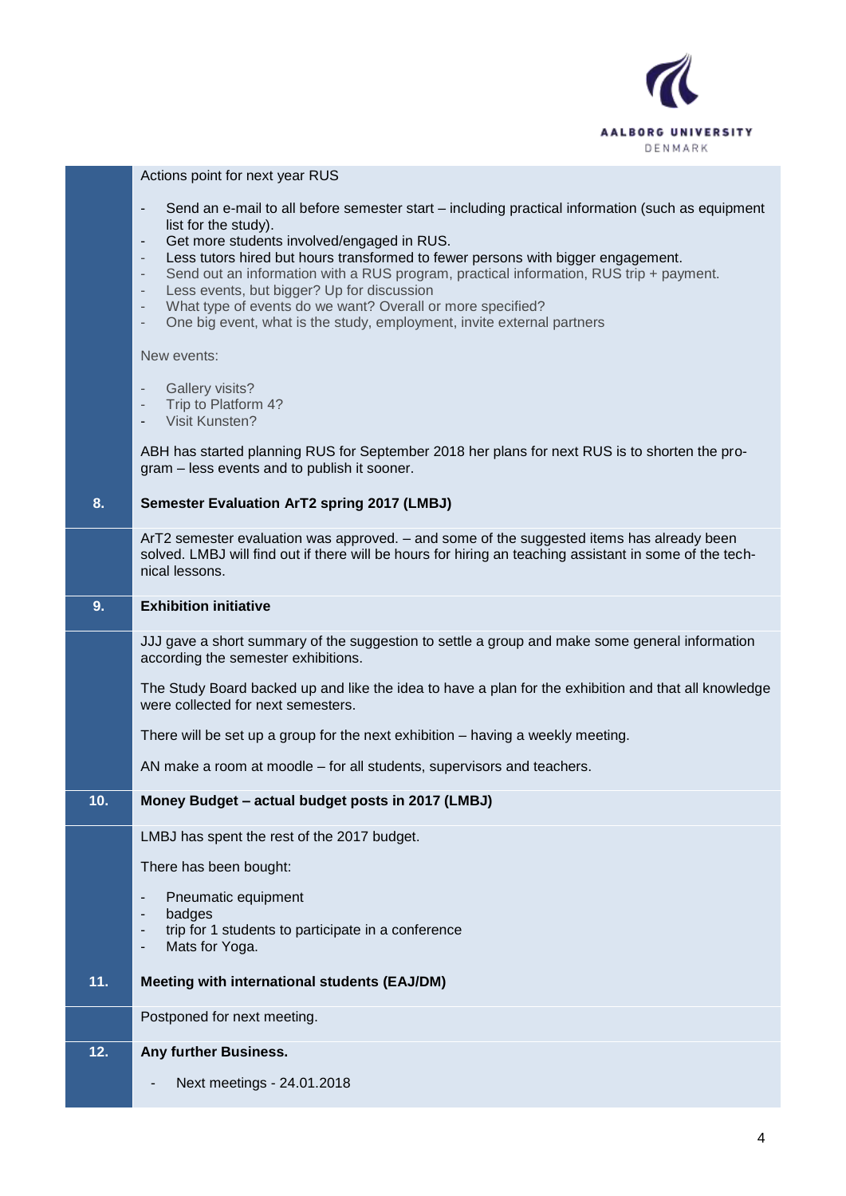Actions point for next year RUS

- Send an e-mail to all before semester start – including practical information (such as equipment list for the study).
- Get more students involved/engaged in RUS.
- Less tutors hired but hours transformed to fewer persons with bigger engagement.
- Send out an information with a RUS program, practical information, RUS trip + payment.
- Less events, but bigger? Up for discussion
- What type of events do we want? Overall or more specified?
- One big event, what is the study, employment, invite external partners

New events:

- Gallery visits?
- Trip to Platform 4?
- Visit Kunsten?

ABH has started planning RUS for September 2018 her plans for next RUS is to shorten the program – less events and to publish it sooner.

## 8. Semester Evaluation ArT2 spring 2017 (LMBJ)

ArT2 semester evaluation was approved. – and some of the suggested items has already been solved. LMBJ will find out if there will be hours for hiring an teaching assistant in some of the technical lessons.

## 9. Exhibition initiative

JJJ gave a short summary of the suggestion to settle a group and make some general information according the semester exhibitions.

The Study Board backed up and like the idea to have a plan for the exhibition and that all knowledge were collected for next semesters.

There will be set up a group for the next exhibition – having a weekly meeting.

AN make a room at moodle – for all students, supervisors and teachers.

## 10. Money Budget – actual budget posts in 2017 (LMBJ)

LMBJ has spent the rest of the 2017 budget.

There has been bought:

- Pneumatic equipment
- badges
- trip for 1 students to participate in a conference
- Mats for Yoga.

## 11. Meeting with international students (EAJ/DM)

Postponed for next meeting.

## 12. Any further Business.

- Next meetings - 24.01.2018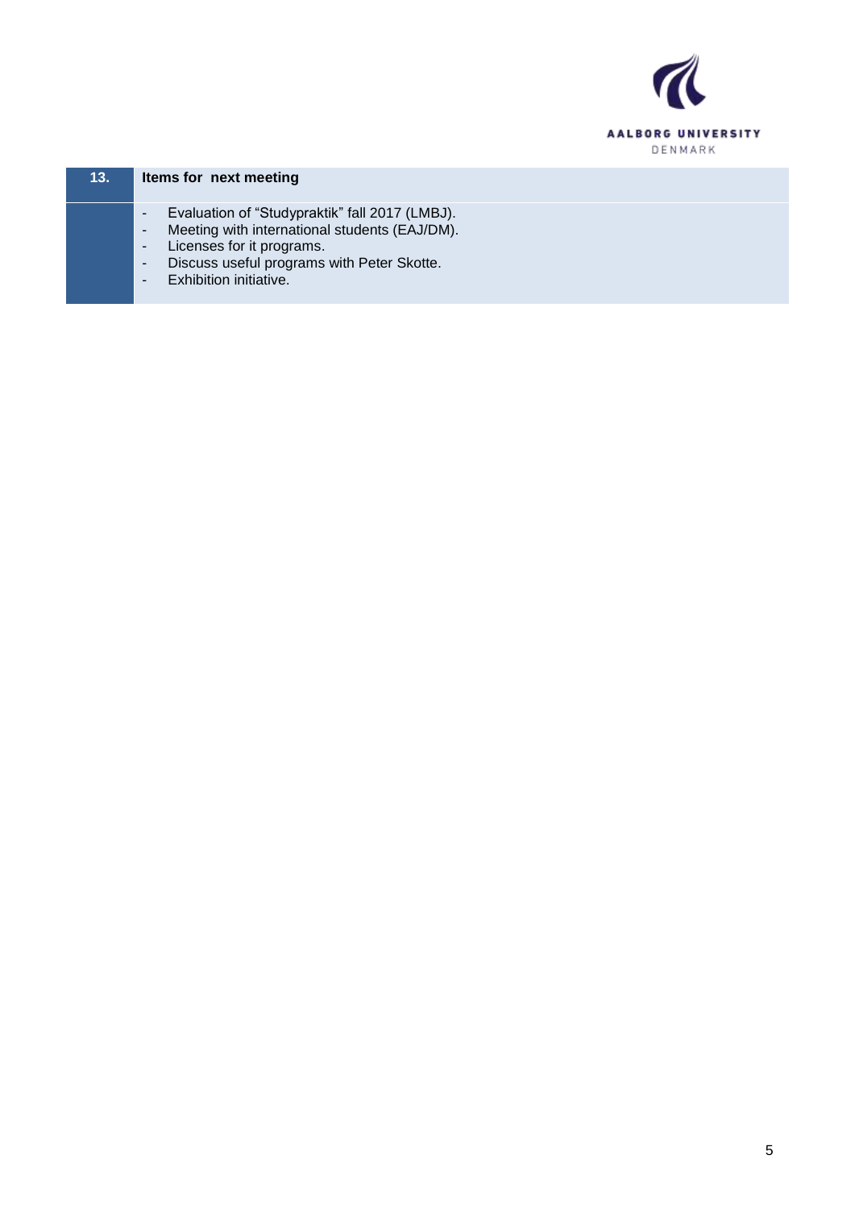| 13. | Items for  next meeting |
|---|---|
| | - Evaluation of “Studypraktik” fall 2017 (LMBJ).<br>- Meeting with international students (EAJ/DM).<br>- Licenses for it programs.<br>- Discuss useful programs with Peter Skotte.<br>- Exhibition initiative. |